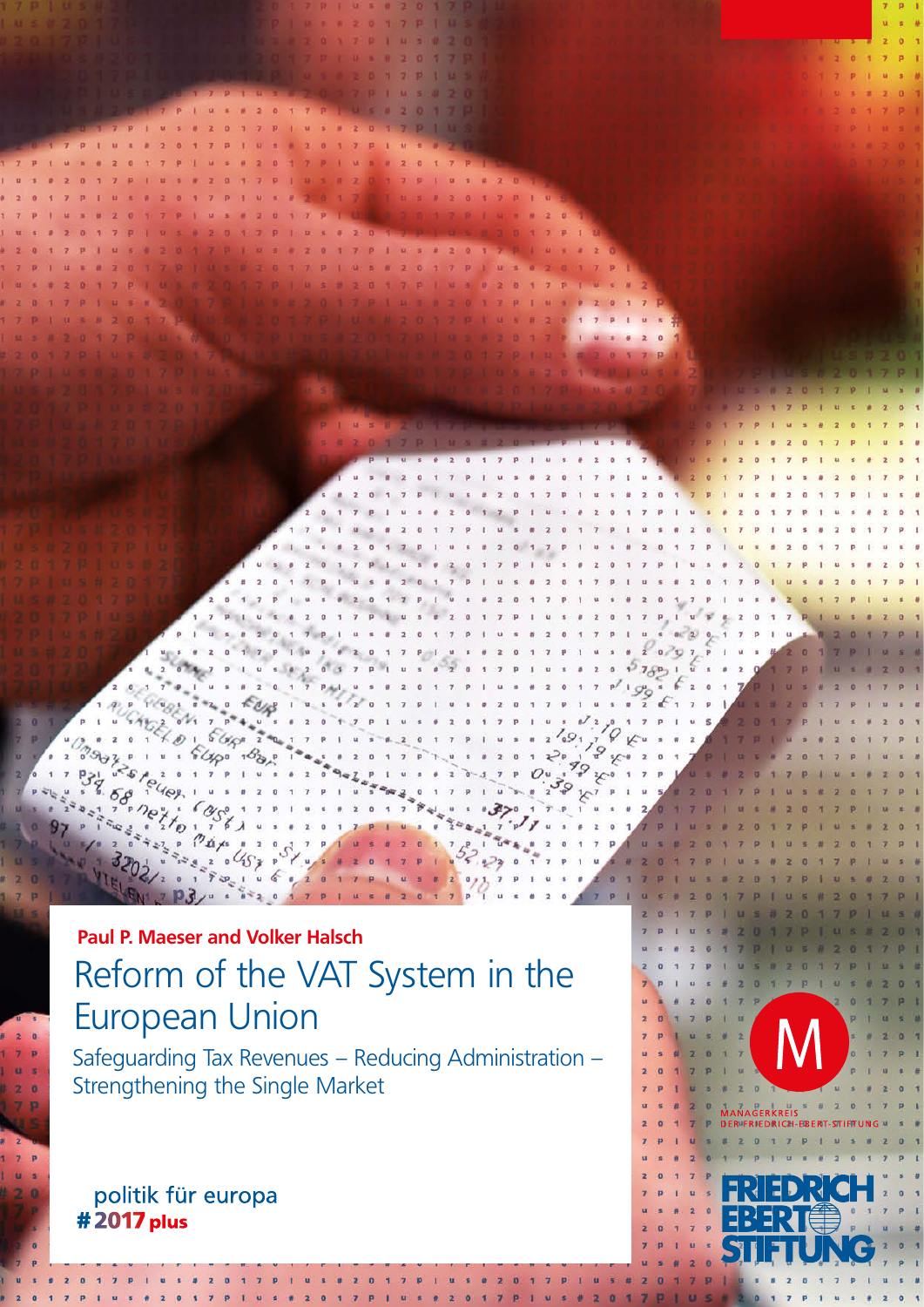**Paul P. Maeser and Volker Halsch**

# Reform of the VAT System in the European Union

## Safeguarding Tax Revenues – Reducing Administration – Strengthening the Single Market

politik für europa
**#2017 plus**

MANAGERKREIS
DER FRIEDRICH-EBERT-STIFTUNG

FRIEDRICH EBERT STIFTUNG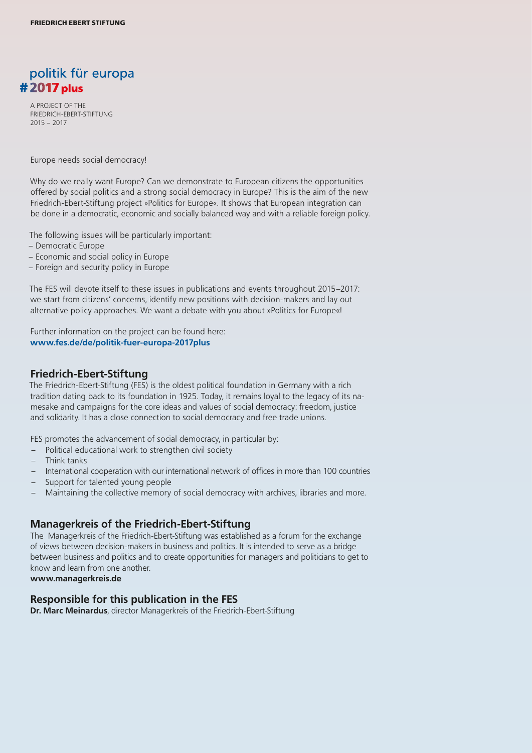FRIEDRICH EBERT STIFTUNG

politik für europa
#2017 plus

A PROJECT OF THE
FRIEDRICH-EBERT-STIFTUNG
2015 – 2017

Europe needs social democracy!

Why do we really want Europe? Can we demonstrate to European citizens the opportunities offered by social politics and a strong social democracy in Europe? This is the aim of the new Friedrich-Ebert-Stiftung project »Politics for Europe«. It shows that European integration can be done in a democratic, economic and socially balanced way and with a reliable foreign policy.

The following issues will be particularly important:
– Democratic Europe
– Economic and social policy in Europe
– Foreign and security policy in Europe

The FES will devote itself to these issues in publications and events throughout 2015–2017: we start from citizens' concerns, identify new positions with decision-makers and lay out alternative policy approaches. We want a debate with you about »Politics for Europe«!

Further information on the project can be found here:
**www.fes.de/de/politik-fuer-europa-2017plus**

## Friedrich-Ebert-Stiftung

The Friedrich-Ebert-Stiftung (FES) is the oldest political foundation in Germany with a rich tradition dating back to its foundation in 1925. Today, it remains loyal to the legacy of its namesake and campaigns for the core ideas and values of social democracy: freedom, justice and solidarity. It has a close connection to social democracy and free trade unions.

FES promotes the advancement of social democracy, in particular by:
- Political educational work to strengthen civil society
- Think tanks
- International cooperation with our international network of offices in more than 100 countries
- Support for talented young people
- Maintaining the collective memory of social democracy with archives, libraries and more.

## Managerkreis of the Friedrich-Ebert-Stiftung

The Managerkreis of the Friedrich-Ebert-Stiftung was established as a forum for the exchange of views between decision-makers in business and politics. It is intended to serve as a bridge between business and politics and to create opportunities for managers and politicians to get to know and learn from one another.
**www.managerkreis.de**

## Responsible for this publication in the FES

**Dr. Marc Meinardus**, director Managerkreis of the Friedrich-Ebert-Stiftung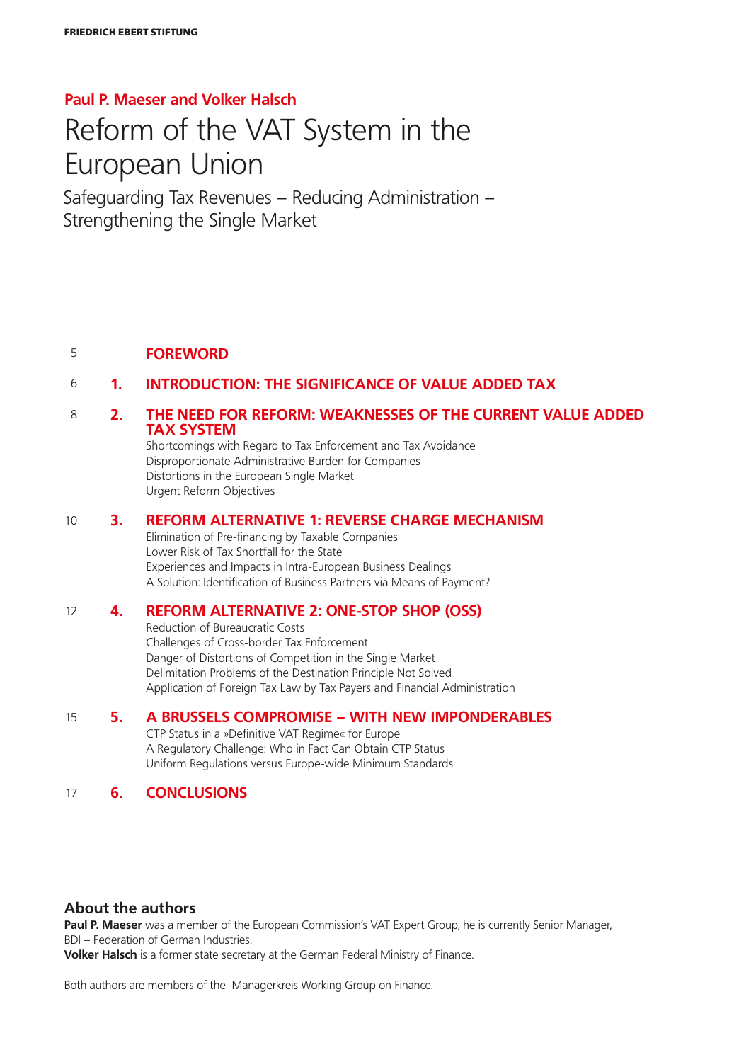Paul P. Maeser and Volker Halsch

# Reform of the VAT System in the European Union

Safeguarding Tax Revenues – Reducing Administration – Strengthening the Single Market

5 **FOREWORD**

6 **1. INTRODUCTION: THE SIGNIFICANCE OF VALUE ADDED TAX**

8 **2. THE NEED FOR REFORM: WEAKNESSES OF THE CURRENT VALUE ADDED TAX SYSTEM**
Shortcomings with Regard to Tax Enforcement and Tax Avoidance
Disproportionate Administrative Burden for Companies
Distortions in the European Single Market
Urgent Reform Objectives

10 **3. REFORM ALTERNATIVE 1: REVERSE CHARGE MECHANISM**
Elimination of Pre-financing by Taxable Companies
Lower Risk of Tax Shortfall for the State
Experiences and Impacts in Intra-European Business Dealings
A Solution: Identification of Business Partners via Means of Payment?

12 **4. REFORM ALTERNATIVE 2: ONE-STOP SHOP (OSS)**
Reduction of Bureaucratic Costs
Challenges of Cross-border Tax Enforcement
Danger of Distortions of Competition in the Single Market
Delimitation Problems of the Destination Principle Not Solved
Application of Foreign Tax Law by Tax Payers and Financial Administration

15 **5. A BRUSSELS COMPROMISE – WITH NEW IMPONDERABLES**
CTP Status in a »Definitive VAT Regime« for Europe
A Regulatory Challenge: Who in Fact Can Obtain CTP Status
Uniform Regulations versus Europe-wide Minimum Standards

17 **6. CONCLUSIONS**

## About the authors

**Paul P. Maeser** was a member of the European Commission's VAT Expert Group, he is currently Senior Manager, BDI – Federation of German Industries.
**Volker Halsch** is a former state secretary at the German Federal Ministry of Finance.

Both authors are members of the Managerkreis Working Group on Finance.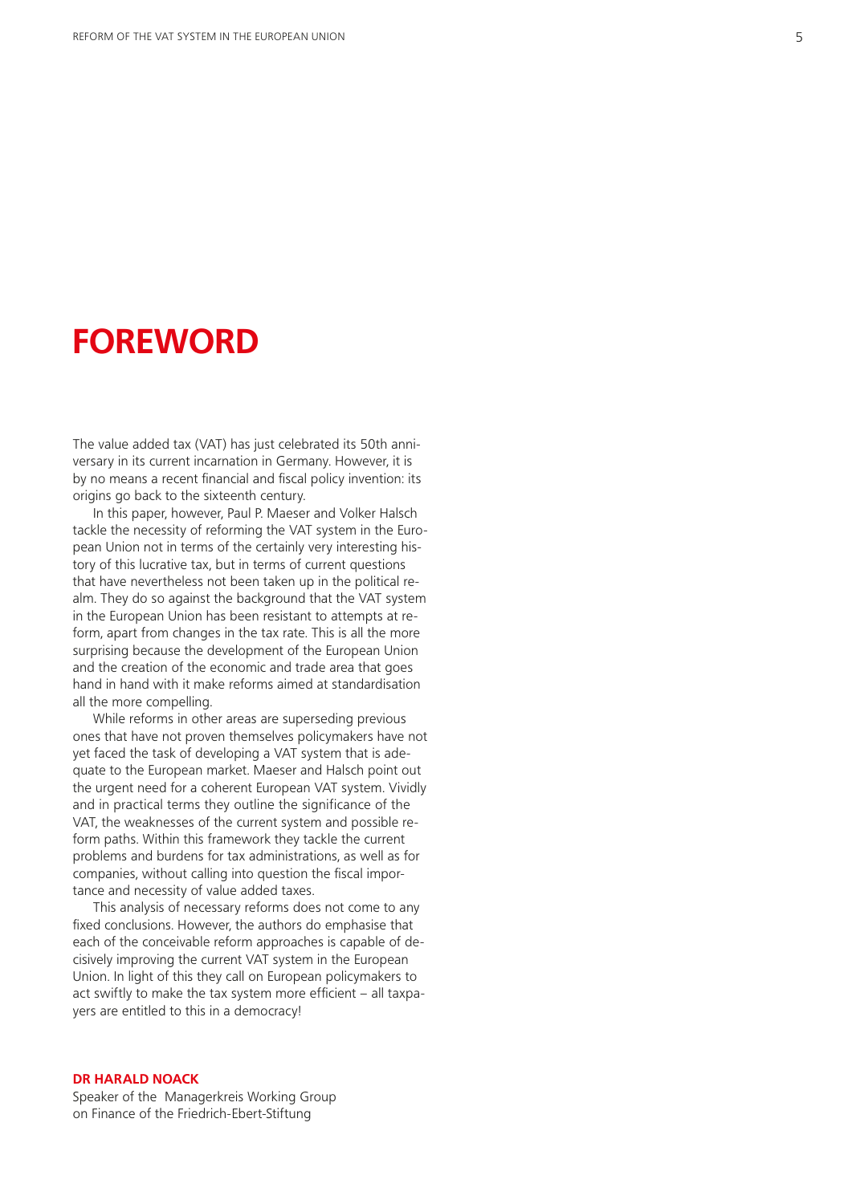# FOREWORD

The value added tax (VAT) has just celebrated its 50th anniversary in its current incarnation in Germany. However, it is by no means a recent financial and fiscal policy invention: its origins go back to the sixteenth century.

In this paper, however, Paul P. Maeser and Volker Halsch tackle the necessity of reforming the VAT system in the European Union not in terms of the certainly very interesting history of this lucrative tax, but in terms of current questions that have nevertheless not been taken up in the political realm. They do so against the background that the VAT system in the European Union has been resistant to attempts at reform, apart from changes in the tax rate. This is all the more surprising because the development of the European Union and the creation of the economic and trade area that goes hand in hand with it make reforms aimed at standardisation all the more compelling.

While reforms in other areas are superseding previous ones that have not proven themselves policymakers have not yet faced the task of developing a VAT system that is adequate to the European market. Maeser and Halsch point out the urgent need for a coherent European VAT system. Vividly and in practical terms they outline the significance of the VAT, the weaknesses of the current system and possible reform paths. Within this framework they tackle the current problems and burdens for tax administrations, as well as for companies, without calling into question the fiscal importance and necessity of value added taxes.

This analysis of necessary reforms does not come to any fixed conclusions. However, the authors do emphasise that each of the conceivable reform approaches is capable of decisively improving the current VAT system in the European Union. In light of this they call on European policymakers to act swiftly to make the tax system more efficient – all taxpayers are entitled to this in a democracy!

**DR HARALD NOACK**
Speaker of the Managerkreis Working Group on Finance of the Friedrich-Ebert-Stiftung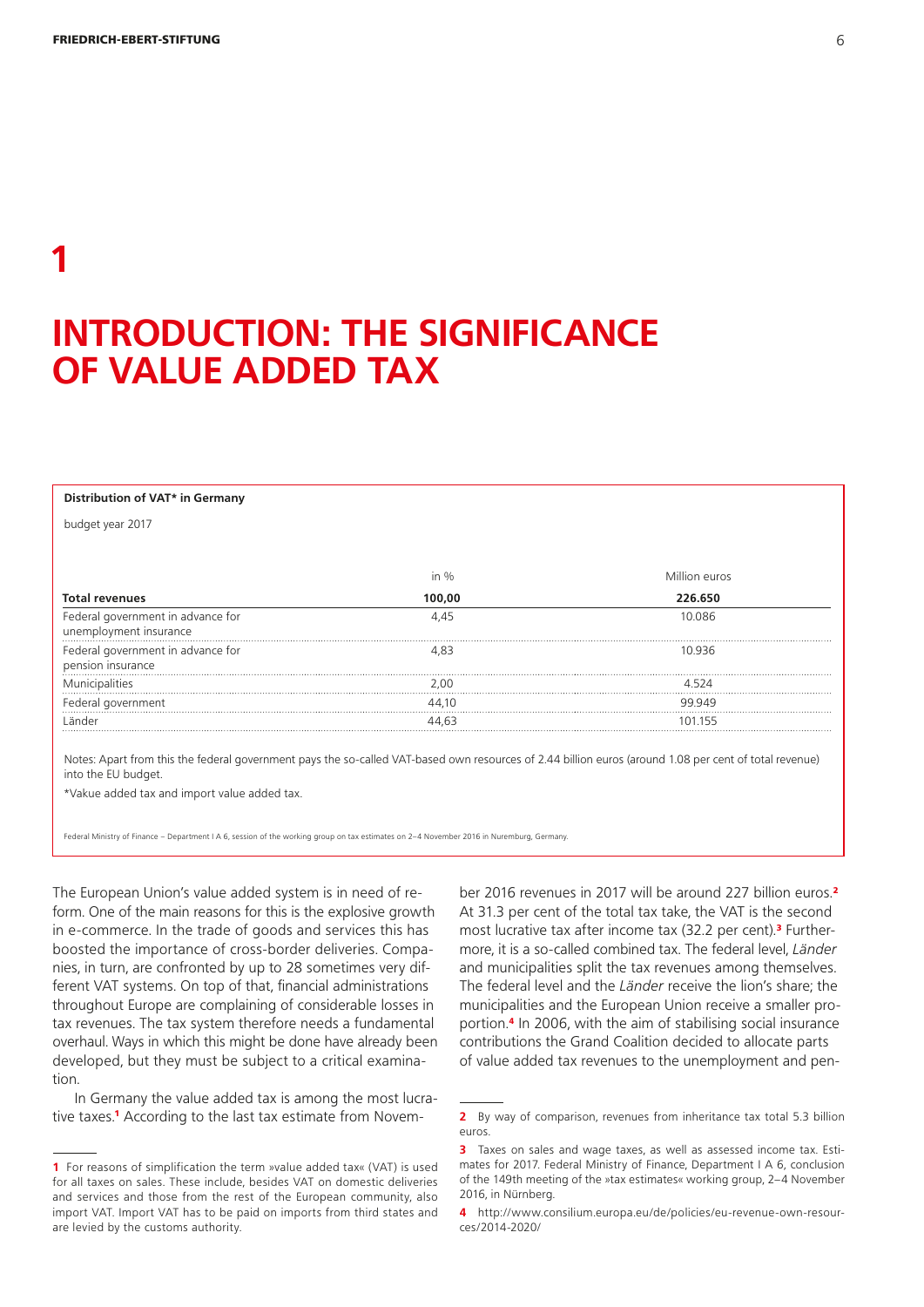# 1

# INTRODUCTION: THE SIGNIFICANCE OF VALUE ADDED TAX

**Distribution of VAT* in Germany**

budget year 2017

| | in % | Million euros |
|---|---|---|
| **Total revenues** | **100,00** | **226.650** |
| Federal government in advance for unemployment insurance | 4,45 | 10.086 |
| Federal government in advance for pension insurance | 4,83 | 10.936 |
| Municipalities | 2,00 | 4.524 |
| Federal government | 44,10 | 99.949 |
| Länder | 44,63 | 101.155 |

Notes: Apart from this the federal government pays the so-called VAT-based own resources of 2.44 billion euros (around 1.08 per cent of total revenue) into the EU budget.

*Vakue added tax and import value added tax.

Federal Ministry of Finance – Department I A 6, session of the working group on tax estimates on 2–4 November 2016 in Nuremburg, Germany.

The European Union's value added system is in need of reform. One of the main reasons for this is the explosive growth in e-commerce. In the trade of goods and services this has boosted the importance of cross-border deliveries. Companies, in turn, are confronted by up to 28 sometimes very different VAT systems. On top of that, financial administrations throughout Europe are complaining of considerable losses in tax revenues. The tax system therefore needs a fundamental overhaul. Ways in which this might be done have already been developed, but they must be subject to a critical examination.

In Germany the value added tax is among the most lucrative taxes.[1] According to the last tax estimate from November 2016 revenues in 2017 will be around 227 billion euros.[2] At 31.3 per cent of the total tax take, the VAT is the second most lucrative tax after income tax (32.2 per cent).[3] Furthermore, it is a so-called combined tax. The federal level, *Länder* and municipalities split the tax revenues among themselves. The federal level and the *Länder* receive the lion's share; the municipalities and the European Union receive a smaller proportion.[4] In 2006, with the aim of stabilising social insurance contributions the Grand Coalition decided to allocate parts of value added tax revenues to the unemployment and pen-

---

[1] For reasons of simplification the term »value added tax« (VAT) is used for all taxes on sales. These include, besides VAT on domestic deliveries and services and those from the rest of the European community, also import VAT. Import VAT has to be paid on imports from third states and are levied by the customs authority.

[2] By way of comparison, revenues from inheritance tax total 5.3 billion euros.

[3] Taxes on sales and wage taxes, as well as assessed income tax. Estimates for 2017. Federal Ministry of Finance, Department I A 6, conclusion of the 149th meeting of the »tax estimates« working group, 2–4 November 2016, in Nürnberg.

[4] http://www.consilium.europa.eu/de/policies/eu-revenue-own-resources/2014-2020/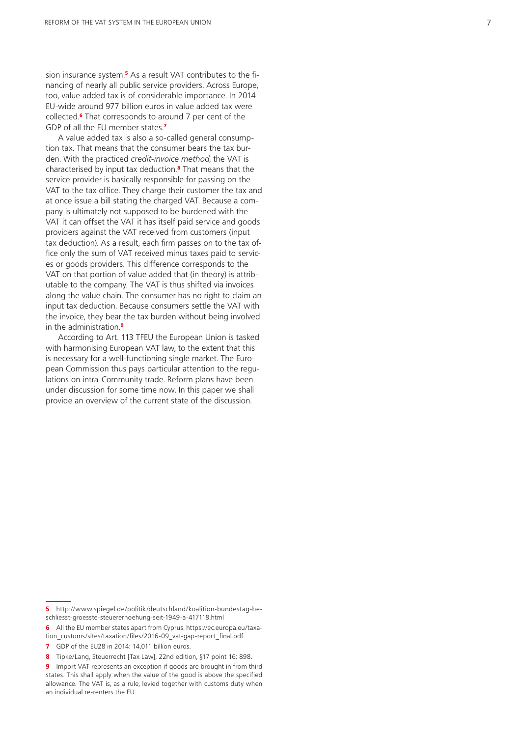sion insurance system.[5] As a result VAT contributes to the financing of nearly all public service providers. Across Europe, too, value added tax is of considerable importance. In 2014 EU-wide around 977 billion euros in value added tax were collected.[6] That corresponds to around 7 per cent of the GDP of all the EU member states.[7]

A value added tax is also a so-called general consumption tax. That means that the consumer bears the tax burden. With the practiced *credit-invoice method*, the VAT is characterised by input tax deduction.[8] That means that the service provider is basically responsible for passing on the VAT to the tax office. They charge their customer the tax and at once issue a bill stating the charged VAT. Because a company is ultimately not supposed to be burdened with the VAT it can offset the VAT it has itself paid service and goods providers against the VAT received from customers (input tax deduction). As a result, each firm passes on to the tax office only the sum of VAT received minus taxes paid to services or goods providers. This difference corresponds to the VAT on that portion of value added that (in theory) is attributable to the company. The VAT is thus shifted via invoices along the value chain. The consumer has no right to claim an input tax deduction. Because consumers settle the VAT with the invoice, they bear the tax burden without being involved in the administration.[9]

According to Art. 113 TFEU the European Union is tasked with harmonising European VAT law, to the extent that this is necessary for a well-functioning single market. The European Commission thus pays particular attention to the regulations on intra-Community trade. Reform plans have been under discussion for some time now. In this paper we shall provide an overview of the current state of the discussion.

---

**5** http://www.spiegel.de/politik/deutschland/koalition-bundestag-beschliesst-groesste-steuererhoehung-seit-1949-a-417118.html

**6** All the EU member states apart from Cyprus. https://ec.europa.eu/taxation_customs/sites/taxation/files/2016-09_vat-gap-report_final.pdf

**7** GDP of the EU28 in 2014: 14,011 billion euros.

**8** Tipke/Lang, Steuerrecht [Tax Law], 22nd edition, §17 point 16: 898.

**9** Import VAT represents an exception if goods are brought in from third states. This shall apply when the value of the good is above the specified allowance. The VAT is, as a rule, levied together with customs duty when an individual re-renters the EU.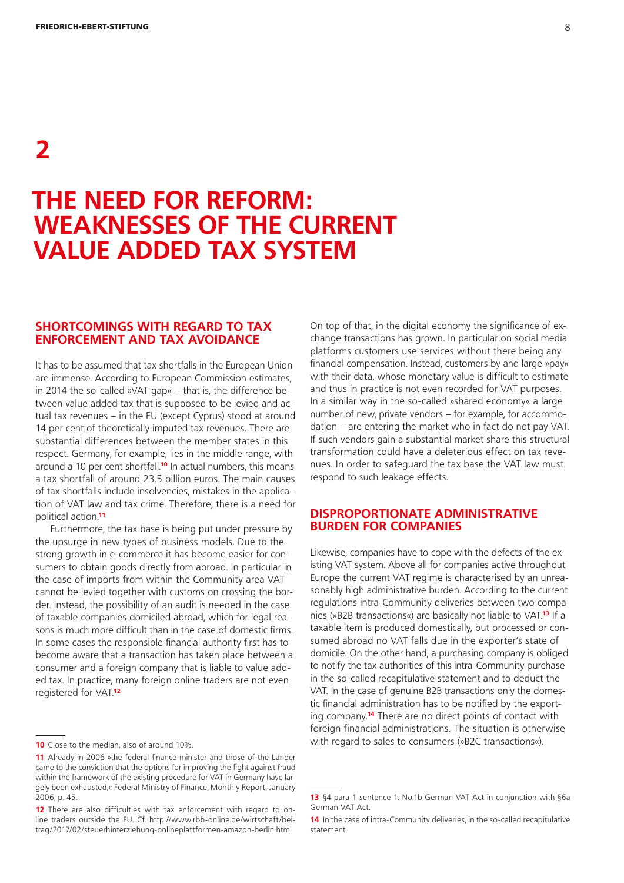# 2

# THE NEED FOR REFORM: WEAKNESSES OF THE CURRENT VALUE ADDED TAX SYSTEM

## SHORTCOMINGS WITH REGARD TO TAX ENFORCEMENT AND TAX AVOIDANCE

It has to be assumed that tax shortfalls in the European Union are immense. According to European Commission estimates, in 2014 the so-called »VAT gap« – that is, the difference between value added tax that is supposed to be levied and actual tax revenues – in the EU (except Cyprus) stood at around 14 per cent of theoretically imputed tax revenues. There are substantial differences between the member states in this respect. Germany, for example, lies in the middle range, with around a 10 per cent shortfall.[10] In actual numbers, this means a tax shortfall of around 23.5 billion euros. The main causes of tax shortfalls include insolvencies, mistakes in the application of VAT law and tax crime. Therefore, there is a need for political action.[11]

Furthermore, the tax base is being put under pressure by the upsurge in new types of business models. Due to the strong growth in e-commerce it has become easier for consumers to obtain goods directly from abroad. In particular in the case of imports from within the Community area VAT cannot be levied together with customs on crossing the border. Instead, the possibility of an audit is needed in the case of taxable companies domiciled abroad, which for legal reasons is much more difficult than in the case of domestic firms. In some cases the responsible financial authority first has to become aware that a transaction has taken place between a consumer and a foreign company that is liable to value added tax. In practice, many foreign online traders are not even registered for VAT.[12]

On top of that, in the digital economy the significance of exchange transactions has grown. In particular on social media platforms customers use services without there being any financial compensation. Instead, customers by and large »pay« with their data, whose monetary value is difficult to estimate and thus in practice is not even recorded for VAT purposes. In a similar way in the so-called »shared economy« a large number of new, private vendors – for example, for accommodation – are entering the market who in fact do not pay VAT. If such vendors gain a substantial market share this structural transformation could have a deleterious effect on tax revenues. In order to safeguard the tax base the VAT law must respond to such leakage effects.

## DISPROPORTIONATE ADMINISTRATIVE BURDEN FOR COMPANIES

Likewise, companies have to cope with the defects of the existing VAT system. Above all for companies active throughout Europe the current VAT regime is characterised by an unreasonably high administrative burden. According to the current regulations intra-Community deliveries between two companies (»B2B transactions«) are basically not liable to VAT.[13] If a taxable item is produced domestically, but processed or consumed abroad no VAT falls due in the exporter's state of domicile. On the other hand, a purchasing company is obliged to notify the tax authorities of this intra-Community purchase in the so-called recapitulative statement and to deduct the VAT. In the case of genuine B2B transactions only the domestic financial administration has to be notified by the exporting company.[14] There are no direct points of contact with foreign financial administrations. The situation is otherwise with regard to sales to consumers (»B2C transactions«).

---

10 Close to the median, also of around 10%.

11 Already in 2006 »the federal finance minister and those of the Länder came to the conviction that the options for improving the fight against fraud within the framework of the existing procedure for VAT in Germany have largely been exhausted,« Federal Ministry of Finance, Monthly Report, January 2006, p. 45.

12 There are also difficulties with tax enforcement with regard to online traders outside the EU. Cf. http://www.rbb-online.de/wirtschaft/beitrag/2017/02/steuerhinterziehung-onlineplattformen-amazon-berlin.html

13 §4 para 1 sentence 1. No.1b German VAT Act in conjunction with §6a German VAT Act.

14 In the case of intra-Community deliveries, in the so-called recapitulative statement.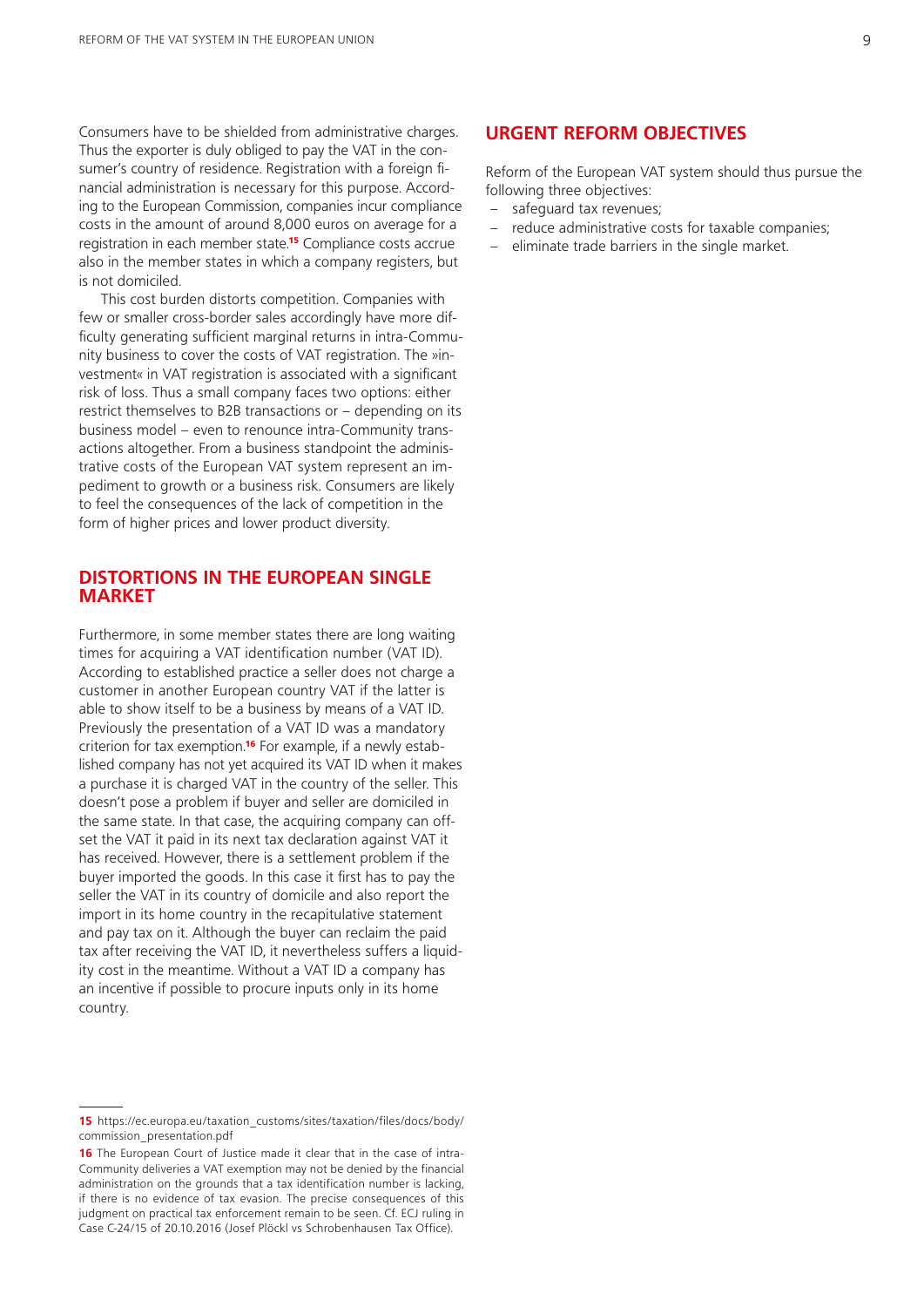Consumers have to be shielded from administrative charges. Thus the exporter is duly obliged to pay the VAT in the consumer's country of residence. Registration with a foreign financial administration is necessary for this purpose. According to the European Commission, companies incur compliance costs in the amount of around 8,000 euros on average for a registration in each member state.[15] Compliance costs accrue also in the member states in which a company registers, but is not domiciled.

This cost burden distorts competition. Companies with few or smaller cross-border sales accordingly have more difficulty generating sufficient marginal returns in intra-Community business to cover the costs of VAT registration. The »investment« in VAT registration is associated with a significant risk of loss. Thus a small company faces two options: either restrict themselves to B2B transactions or – depending on its business model – even to renounce intra-Community transactions altogether. From a business standpoint the administrative costs of the European VAT system represent an impediment to growth or a business risk. Consumers are likely to feel the consequences of the lack of competition in the form of higher prices and lower product diversity.

## DISTORTIONS IN THE EUROPEAN SINGLE MARKET

Furthermore, in some member states there are long waiting times for acquiring a VAT identification number (VAT ID). According to established practice a seller does not charge a customer in another European country VAT if the latter is able to show itself to be a business by means of a VAT ID. Previously the presentation of a VAT ID was a mandatory criterion for tax exemption.[16] For example, if a newly established company has not yet acquired its VAT ID when it makes a purchase it is charged VAT in the country of the seller. This doesn't pose a problem if buyer and seller are domiciled in the same state. In that case, the acquiring company can offset the VAT it paid in its next tax declaration against VAT it has received. However, there is a settlement problem if the buyer imported the goods. In this case it first has to pay the seller the VAT in its country of domicile and also report the import in its home country in the recapitulative statement and pay tax on it. Although the buyer can reclaim the paid tax after receiving the VAT ID, it nevertheless suffers a liquidity cost in the meantime. Without a VAT ID a company has an incentive if possible to procure inputs only in its home country.

## URGENT REFORM OBJECTIVES

Reform of the European VAT system should thus pursue the following three objectives:

- safeguard tax revenues;
- reduce administrative costs for taxable companies;
- eliminate trade barriers in the single market.

---

**15** https://ec.europa.eu/taxation_customs/sites/taxation/files/docs/body/commission_presentation.pdf

**16** The European Court of Justice made it clear that in the case of intra-Community deliveries a VAT exemption may not be denied by the financial administration on the grounds that a tax identification number is lacking, if there is no evidence of tax evasion. The precise consequences of this judgment on practical tax enforcement remain to be seen. Cf. ECJ ruling in Case C-24/15 of 20.10.2016 (Josef Plöckl vs Schrobenhausen Tax Office).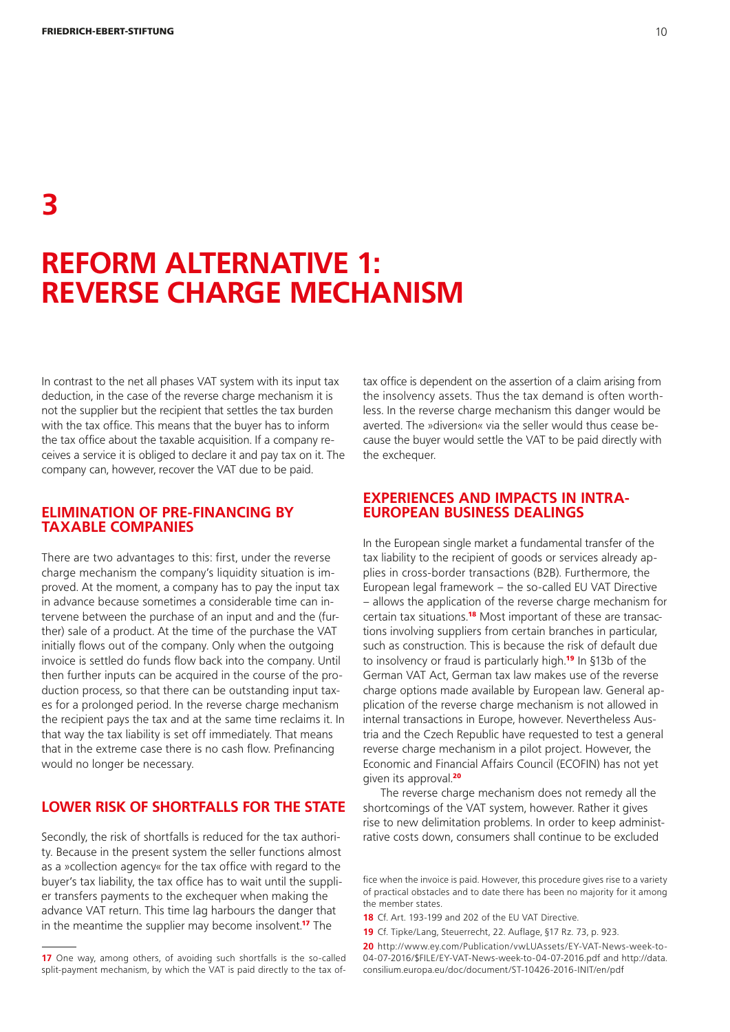# 3

# REFORM ALTERNATIVE 1: REVERSE CHARGE MECHANISM

In contrast to the net all phases VAT system with its input tax deduction, in the case of the reverse charge mechanism it is not the supplier but the recipient that settles the tax burden with the tax office. This means that the buyer has to inform the tax office about the taxable acquisition. If a company receives a service it is obliged to declare it and pay tax on it. The company can, however, recover the VAT due to be paid.

## ELIMINATION OF PRE-FINANCING BY TAXABLE COMPANIES

There are two advantages to this: first, under the reverse charge mechanism the company's liquidity situation is improved. At the moment, a company has to pay the input tax in advance because sometimes a considerable time can intervene between the purchase of an input and and the (further) sale of a product. At the time of the purchase the VAT initially flows out of the company. Only when the outgoing invoice is settled do funds flow back into the company. Until then further inputs can be acquired in the course of the production process, so that there can be outstanding input taxes for a prolonged period. In the reverse charge mechanism the recipient pays the tax and at the same time reclaims it. In that way the tax liability is set off immediately. That means that in the extreme case there is no cash flow. Prefinancing would no longer be necessary.

## LOWER RISK OF SHORTFALLS FOR THE STATE

Secondly, the risk of shortfalls is reduced for the tax authority. Because in the present system the seller functions almost as a »collection agency« for the tax office with regard to the buyer's tax liability, the tax office has to wait until the supplier transfers payments to the exchequer when making the advance VAT return. This time lag harbours the danger that in the meantime the supplier may become insolvent.[17] The tax office is dependent on the assertion of a claim arising from the insolvency assets. Thus the tax demand is often worthless. In the reverse charge mechanism this danger would be averted. The »diversion« via the seller would thus cease because the buyer would settle the VAT to be paid directly with the exchequer.

## EXPERIENCES AND IMPACTS IN INTRA-EUROPEAN BUSINESS DEALINGS

In the European single market a fundamental transfer of the tax liability to the recipient of goods or services already applies in cross-border transactions (B2B). Furthermore, the European legal framework – the so-called EU VAT Directive – allows the application of the reverse charge mechanism for certain tax situations.[18] Most important of these are transactions involving suppliers from certain branches in particular, such as construction. This is because the risk of default due to insolvency or fraud is particularly high.[19] In §13b of the German VAT Act, German tax law makes use of the reverse charge options made available by European law. General application of the reverse charge mechanism is not allowed in internal transactions in Europe, however. Nevertheless Austria and the Czech Republic have requested to test a general reverse charge mechanism in a pilot project. However, the Economic and Financial Affairs Council (ECOFIN) has not yet given its approval.[20]

The reverse charge mechanism does not remedy all the shortcomings of the VAT system, however. Rather it gives rise to new delimitation problems. In order to keep administrative costs down, consumers shall continue to be excluded

---

17 One way, among others, of avoiding such shortfalls is the so-called split-payment mechanism, by which the VAT is paid directly to the tax office when the invoice is paid. However, this procedure gives rise to a variety of practical obstacles and to date there has been no majority for it among the member states.

18 Cf. Art. 193-199 and 202 of the EU VAT Directive.

19 Cf. Tipke/Lang, Steuerrecht, 22. Auflage, §17 Rz. 73, p. 923.

20 http://www.ey.com/Publication/vwLUAssets/EY-VAT-News-week-to-04-07-2016/$FILE/EY-VAT-News-week-to-04-07-2016.pdf and http://data.consilium.europa.eu/doc/document/ST-10426-2016-INIT/en/pdf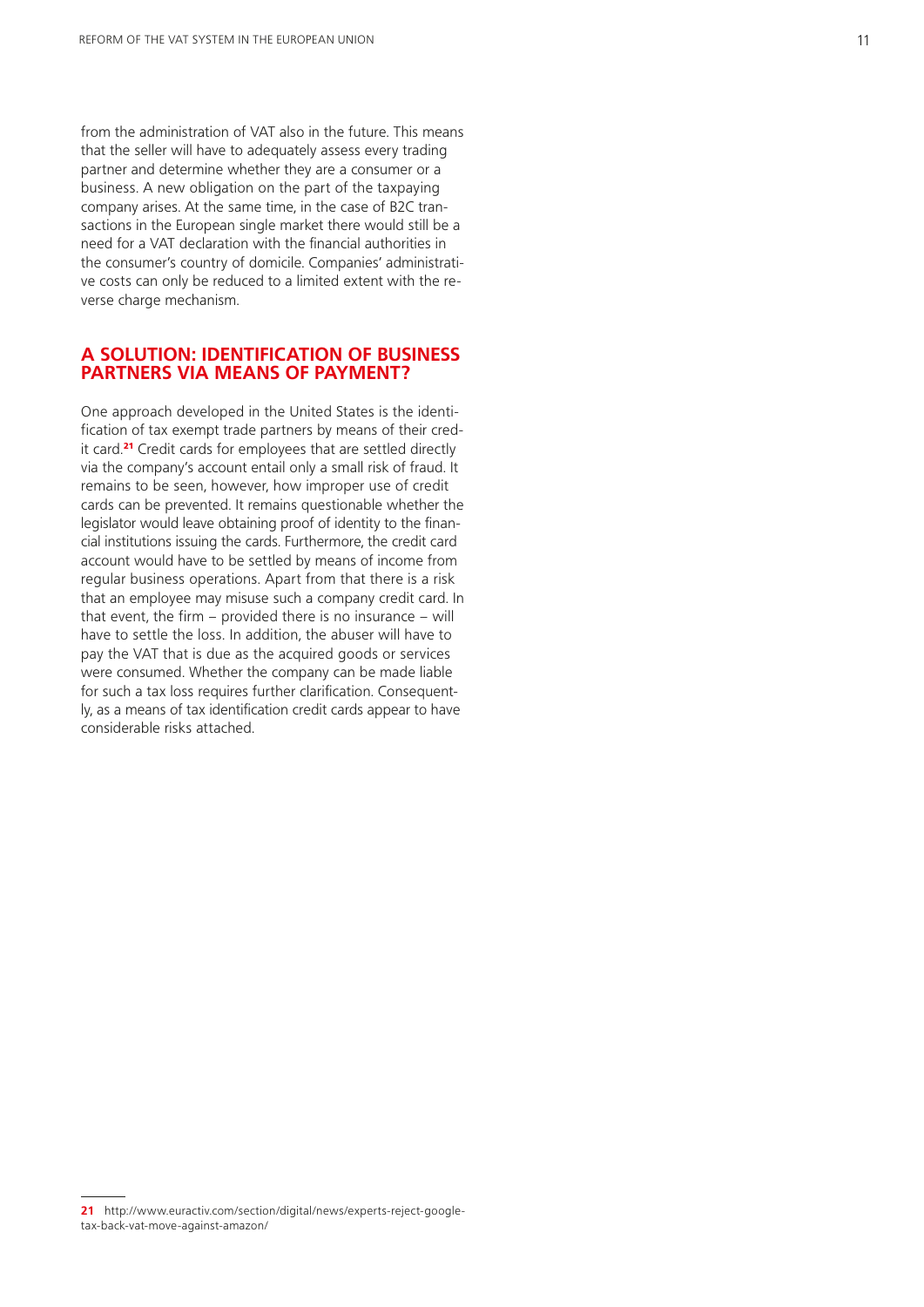from the administration of VAT also in the future. This means that the seller will have to adequately assess every trading partner and determine whether they are a consumer or a business. A new obligation on the part of the taxpaying company arises. At the same time, in the case of B2C transactions in the European single market there would still be a need for a VAT declaration with the financial authorities in the consumer's country of domicile. Companies' administrative costs can only be reduced to a limited extent with the reverse charge mechanism.

## A SOLUTION: IDENTIFICATION OF BUSINESS PARTNERS VIA MEANS OF PAYMENT?

One approach developed in the United States is the identification of tax exempt trade partners by means of their credit card.[21] Credit cards for employees that are settled directly via the company's account entail only a small risk of fraud. It remains to be seen, however, how improper use of credit cards can be prevented. It remains questionable whether the legislator would leave obtaining proof of identity to the financial institutions issuing the cards. Furthermore, the credit card account would have to be settled by means of income from regular business operations. Apart from that there is a risk that an employee may misuse such a company credit card. In that event, the firm – provided there is no insurance – will have to settle the loss. In addition, the abuser will have to pay the VAT that is due as the acquired goods or services were consumed. Whether the company can be made liable for such a tax loss requires further clarification. Consequently, as a means of tax identification credit cards appear to have considerable risks attached.

---

**21** http://www.euractiv.com/section/digital/news/experts-reject-google-tax-back-vat-move-against-amazon/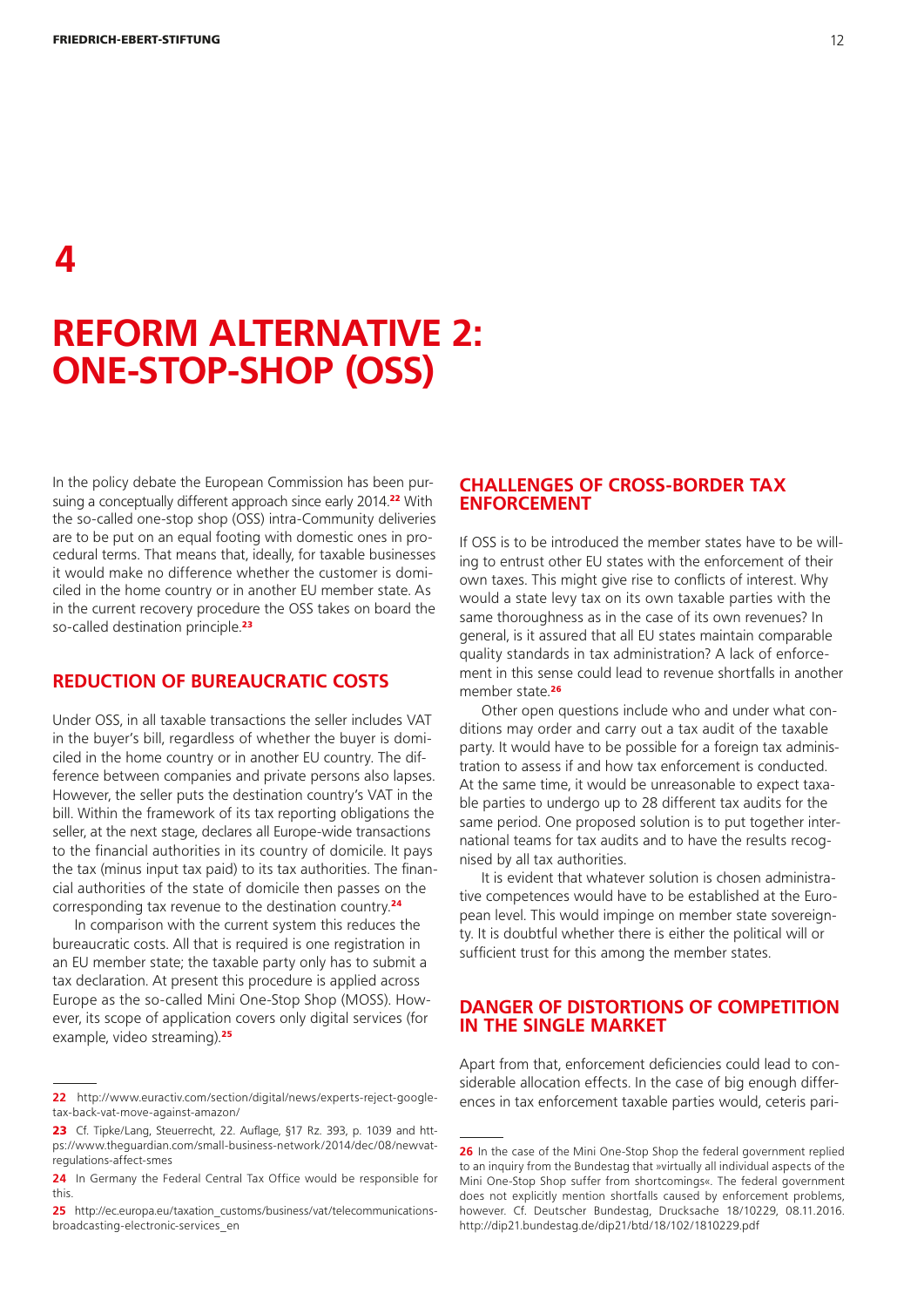# 4

# REFORM ALTERNATIVE 2: ONE-STOP-SHOP (OSS)

In the policy debate the European Commission has been pursuing a conceptually different approach since early 2014.[22] With the so-called one-stop shop (OSS) intra-Community deliveries are to be put on an equal footing with domestic ones in procedural terms. That means that, ideally, for taxable businesses it would make no difference whether the customer is domiciled in the home country or in another EU member state. As in the current recovery procedure the OSS takes on board the so-called destination principle.[23]

## REDUCTION OF BUREAUCRATIC COSTS

Under OSS, in all taxable transactions the seller includes VAT in the buyer's bill, regardless of whether the buyer is domiciled in the home country or in another EU country. The difference between companies and private persons also lapses. However, the seller puts the destination country's VAT in the bill. Within the framework of its tax reporting obligations the seller, at the next stage, declares all Europe-wide transactions to the financial authorities in its country of domicile. It pays the tax (minus input tax paid) to its tax authorities. The financial authorities of the state of domicile then passes on the corresponding tax revenue to the destination country.[24]

In comparison with the current system this reduces the bureaucratic costs. All that is required is one registration in an EU member state; the taxable party only has to submit a tax declaration. At present this procedure is applied across Europe as the so-called Mini One-Stop Shop (MOSS). However, its scope of application covers only digital services (for example, video streaming).[25]

## CHALLENGES OF CROSS-BORDER TAX ENFORCEMENT

If OSS is to be introduced the member states have to be willing to entrust other EU states with the enforcement of their own taxes. This might give rise to conflicts of interest. Why would a state levy tax on its own taxable parties with the same thoroughness as in the case of its own revenues? In general, is it assured that all EU states maintain comparable quality standards in tax administration? A lack of enforcement in this sense could lead to revenue shortfalls in another member state.[26]

Other open questions include who and under what conditions may order and carry out a tax audit of the taxable party. It would have to be possible for a foreign tax administration to assess if and how tax enforcement is conducted. At the same time, it would be unreasonable to expect taxable parties to undergo up to 28 different tax audits for the same period. One proposed solution is to put together international teams for tax audits and to have the results recognised by all tax authorities.

It is evident that whatever solution is chosen administrative competences would have to be established at the European level. This would impinge on member state sovereignty. It is doubtful whether there is either the political will or sufficient trust for this among the member states.

## DANGER OF DISTORTIONS OF COMPETITION IN THE SINGLE MARKET

Apart from that, enforcement deficiencies could lead to considerable allocation effects. In the case of big enough differences in tax enforcement taxable parties would, ceteris pari-

---

[22] http://www.euractiv.com/section/digital/news/experts-reject-google-tax-back-vat-move-against-amazon/

[23] Cf. Tipke/Lang, Steuerrecht, 22. Auflage, §17 Rz. 393, p. 1039 and https://www.theguardian.com/small-business-network/2014/dec/08/newvat-regulations-affect-smes

[24] In Germany the Federal Central Tax Office would be responsible for this.

[25] http://ec.europa.eu/taxation_customs/business/vat/telecommunications-broadcasting-electronic-services_en

[26] In the case of the Mini One-Stop Shop the federal government replied to an inquiry from the Bundestag that »virtually all individual aspects of the Mini One-Stop Shop suffer from shortcomings«. The federal government does not explicitly mention shortfalls caused by enforcement problems, however. Cf. Deutscher Bundestag, Drucksache 18/10229, 08.11.2016. http://dip21.bundestag.de/dip21/btd/18/102/1810229.pdf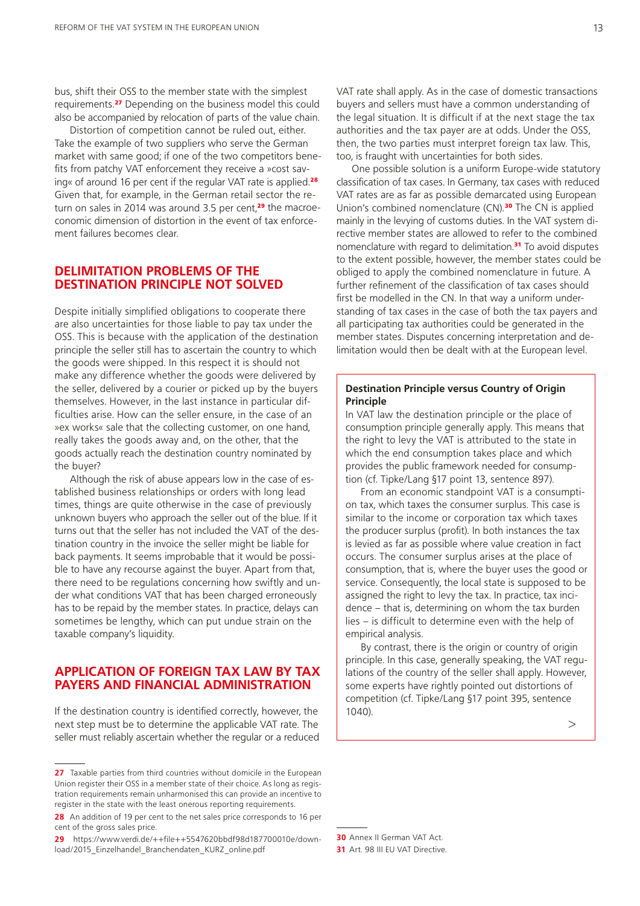bus, shift their OSS to the member state with the simplest requirements.[27] Depending on the business model this could also be accompanied by relocation of parts of the value chain.

Distortion of competition cannot be ruled out, either. Take the example of two suppliers who serve the German market with same good; if one of the two competitors benefits from patchy VAT enforcement they receive a »cost saving« of around 16 per cent if the regular VAT rate is applied.[28] Given that, for example, in the German retail sector the return on sales in 2014 was around 3.5 per cent,[29] the macroeconomic dimension of distortion in the event of tax enforcement failures becomes clear.

## DELIMITATION PROBLEMS OF THE DESTINATION PRINCIPLE NOT SOLVED

Despite initially simplified obligations to cooperate there are also uncertainties for those liable to pay tax under the OSS. This is because with the application of the destination principle the seller still has to ascertain the country to which the goods were shipped. In this respect it is should not make any difference whether the goods were delivered by the seller, delivered by a courier or picked up by the buyers themselves. However, in the last instance in particular difficulties arise. How can the seller ensure, in the case of an »ex works« sale that the collecting customer, on one hand, really takes the goods away and, on the other, that the goods actually reach the destination country nominated by the buyer?

Although the risk of abuse appears low in the case of established business relationships or orders with long lead times, things are quite otherwise in the case of previously unknown buyers who approach the seller out of the blue. If it turns out that the seller has not included the VAT of the destination country in the invoice the seller might be liable for back payments. It seems improbable that it would be possible to have any recourse against the buyer. Apart from that, there need to be regulations concerning how swiftly and under what conditions VAT that has been charged erroneously has to be repaid by the member states. In practice, delays can sometimes be lengthy, which can put undue strain on the taxable company's liquidity.

## APPLICATION OF FOREIGN TAX LAW BY TAX PAYERS AND FINANCIAL ADMINISTRATION

If the destination country is identified correctly, however, the next step must be to determine the applicable VAT rate. The seller must reliably ascertain whether the regular or a reduced VAT rate shall apply. As in the case of domestic transactions buyers and sellers must have a common understanding of the legal situation. It is difficult if at the next stage the tax authorities and the tax payer are at odds. Under the OSS, then, the two parties must interpret foreign tax law. This, too, is fraught with uncertainties for both sides.

One possible solution is a uniform Europe-wide statutory classification of tax cases. In Germany, tax cases with reduced VAT rates are as far as possible demarcated using European Union's combined nomenclature (CN).[30] The CN is applied mainly in the levying of customs duties. In the VAT system directive member states are allowed to refer to the combined nomenclature with regard to delimitation.[31] To avoid disputes to the extent possible, however, the member states could be obliged to apply the combined nomenclature in future. A further refinement of the classification of tax cases should first be modelled in the CN. In that way a uniform understanding of tax cases in the case of both the tax payers and all participating tax authorities could be generated in the member states. Disputes concerning interpretation and delimitation would then be dealt with at the European level.

**Destination Principle versus Country of Origin Principle**

In VAT law the destination principle or the place of consumption principle generally apply. This means that the right to levy the VAT is attributed to the state in which the end consumption takes place and which provides the public framework needed for consumption (cf. Tipke/Lang §17 point 13, sentence 897).

From an economic standpoint VAT is a consumption tax, which taxes the consumer surplus. This case is similar to the income or corporation tax which taxes the producer surplus (profit). In both instances the tax is levied as far as possible where value creation in fact occurs. The consumer surplus arises at the place of consumption, that is, where the buyer uses the good or service. Consequently, the local state is supposed to be assigned the right to levy the tax. In practice, tax incidence – that is, determining on whom the tax burden lies – is difficult to determine even with the help of empirical analysis.

By contrast, there is the origin or country of origin principle. In this case, generally speaking, the VAT regulations of the country of the seller shall apply. However, some experts have rightly pointed out distortions of competition (cf. Tipke/Lang §17 point 395, sentence 1040).

>

---

27 Taxable parties from third countries without domicile in the European Union register their OSS in a member state of their choice. As long as registration requirements remain unharmonised this can provide an incentive to register in the state with the least onerous reporting requirements.

28 An addition of 19 per cent to the net sales price corresponds to 16 per cent of the gross sales price.

29 https://www.verdi.de/++file++5547620bbdf98d187700010e/download/2015_Einzelhandel_Branchendaten_KURZ_online.pdf

30 Annex II German VAT Act.

31 Art. 98 III EU VAT Directive.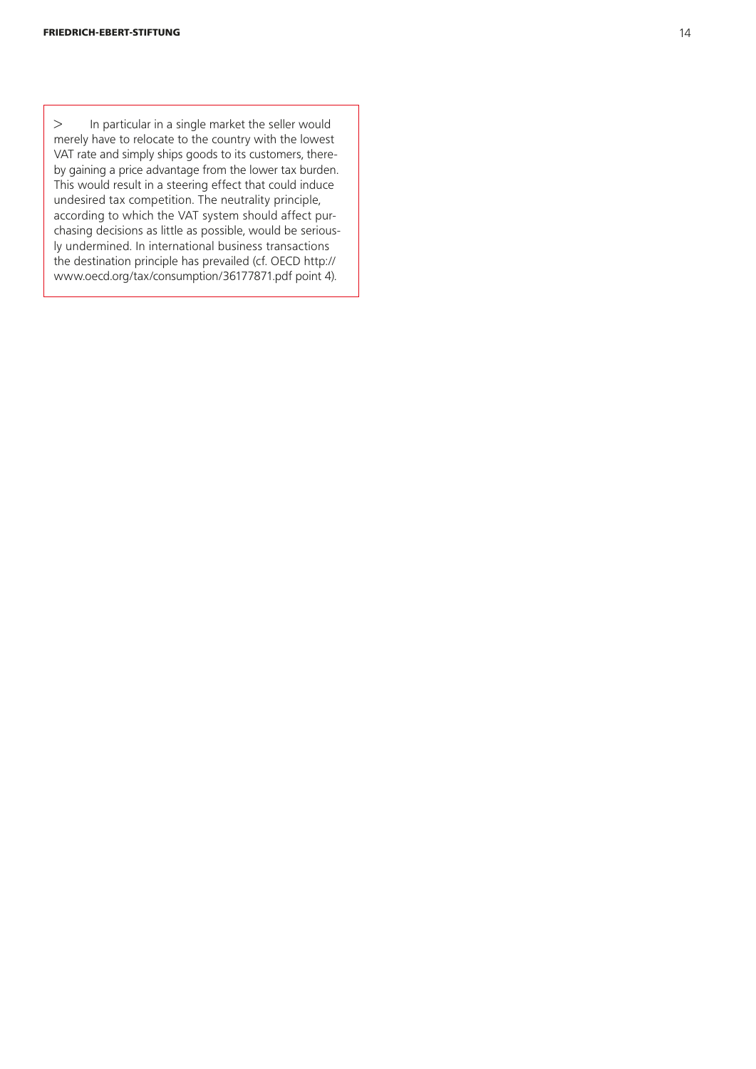> In particular in a single market the seller would merely have to relocate to the country with the lowest VAT rate and simply ships goods to its customers, thereby gaining a price advantage from the lower tax burden. This would result in a steering effect that could induce undesired tax competition. The neutrality principle, according to which the VAT system should affect purchasing decisions as little as possible, would be seriously undermined. In international business transactions the destination principle has prevailed (cf. OECD http://www.oecd.org/tax/consumption/36177871.pdf point 4).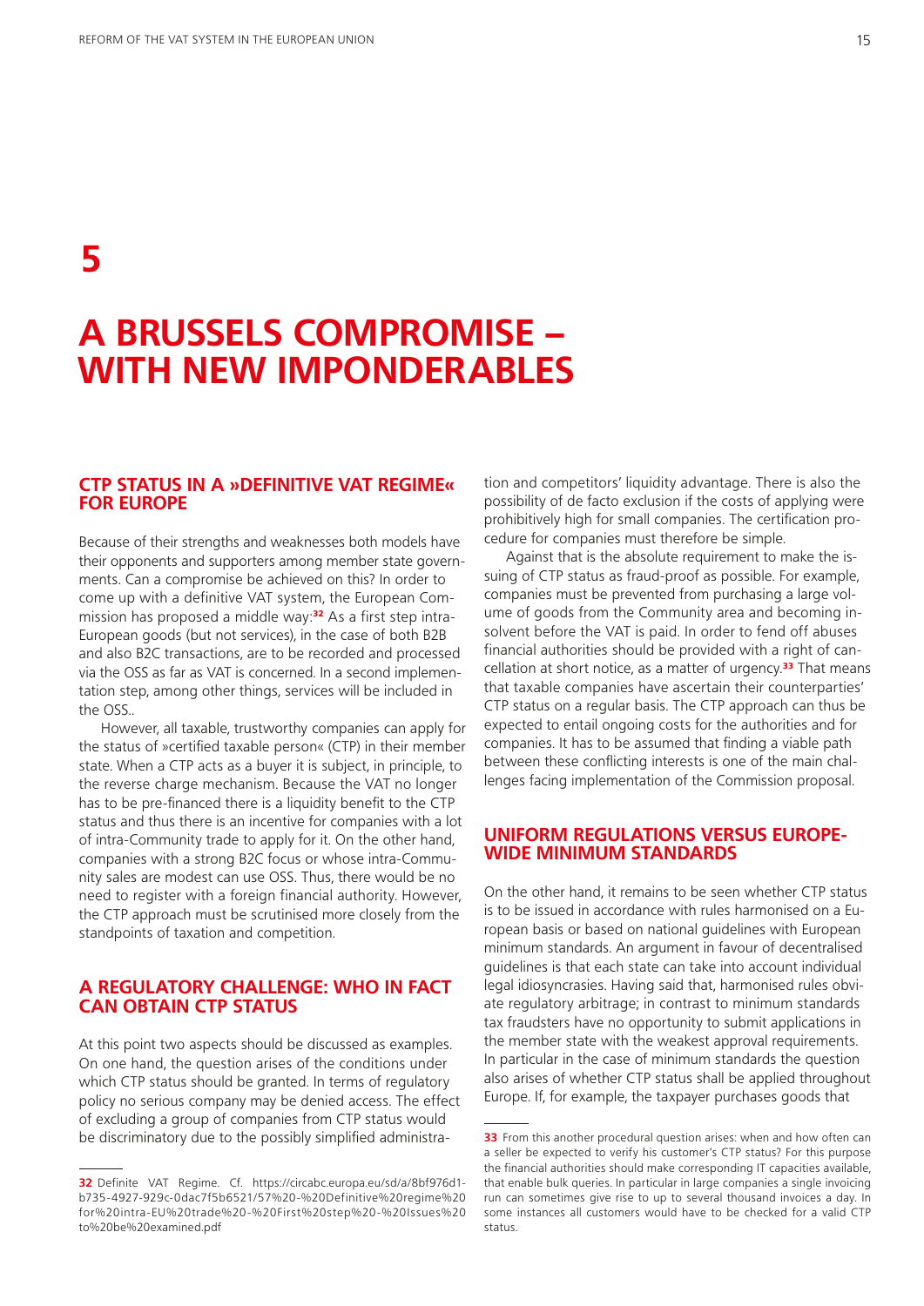# 5

# A BRUSSELS COMPROMISE – WITH NEW IMPONDERABLES

## CTP STATUS IN A »DEFINITIVE VAT REGIME« FOR EUROPE

Because of their strengths and weaknesses both models have their opponents and supporters among member state governments. Can a compromise be achieved on this? In order to come up with a definitive VAT system, the European Commission has proposed a middle way:[32] As a first step intra-European goods (but not services), in the case of both B2B and also B2C transactions, are to be recorded and processed via the OSS as far as VAT is concerned. In a second implementation step, among other things, services will be included in the OSS..

However, all taxable, trustworthy companies can apply for the status of »certified taxable person« (CTP) in their member state. When a CTP acts as a buyer it is subject, in principle, to the reverse charge mechanism. Because the VAT no longer has to be pre-financed there is a liquidity benefit to the CTP status and thus there is an incentive for companies with a lot of intra-Community trade to apply for it. On the other hand, companies with a strong B2C focus or whose intra-Community sales are modest can use OSS. Thus, there would be no need to register with a foreign financial authority. However, the CTP approach must be scrutinised more closely from the standpoints of taxation and competition.

## A REGULATORY CHALLENGE: WHO IN FACT CAN OBTAIN CTP STATUS

At this point two aspects should be discussed as examples. On one hand, the question arises of the conditions under which CTP status should be granted. In terms of regulatory policy no serious company may be denied access. The effect of excluding a group of companies from CTP status would be discriminatory due to the possibly simplified administration and competitors' liquidity advantage. There is also the possibility of de facto exclusion if the costs of applying were prohibitively high for small companies. The certification procedure for companies must therefore be simple.

Against that is the absolute requirement to make the issuing of CTP status as fraud-proof as possible. For example, companies must be prevented from purchasing a large volume of goods from the Community area and becoming insolvent before the VAT is paid. In order to fend off abuses financial authorities should be provided with a right of cancellation at short notice, as a matter of urgency.[33] That means that taxable companies have ascertain their counterparties' CTP status on a regular basis. The CTP approach can thus be expected to entail ongoing costs for the authorities and for companies. It has to be assumed that finding a viable path between these conflicting interests is one of the main challenges facing implementation of the Commission proposal.

## UNIFORM REGULATIONS VERSUS EUROPE-WIDE MINIMUM STANDARDS

On the other hand, it remains to be seen whether CTP status is to be issued in accordance with rules harmonised on a European basis or based on national guidelines with European minimum standards. An argument in favour of decentralised guidelines is that each state can take into account individual legal idiosyncrasies. Having said that, harmonised rules obviate regulatory arbitrage; in contrast to minimum standards tax fraudsters have no opportunity to submit applications in the member state with the weakest approval requirements. In particular in the case of minimum standards the question also arises of whether CTP status shall be applied throughout Europe. If, for example, the taxpayer purchases goods that

---

[32] Definite VAT Regime. Cf. https://circabc.europa.eu/sd/a/8bf976d1-b735-4927-929c-0dac7f5b6521/57%20-%20Definitive%20regime%20for%20intra-EU%20trade%20-%20First%20step%20-%20Issues%20to%20be%20examined.pdf

[33] From this another procedural question arises: when and how often can a seller be expected to verify his customer's CTP status? For this purpose the financial authorities should make corresponding IT capacities available, that enable bulk queries. In particular in large companies a single invoicing run can sometimes give rise to up to several thousand invoices a day. In some instances all customers would have to be checked for a valid CTP status.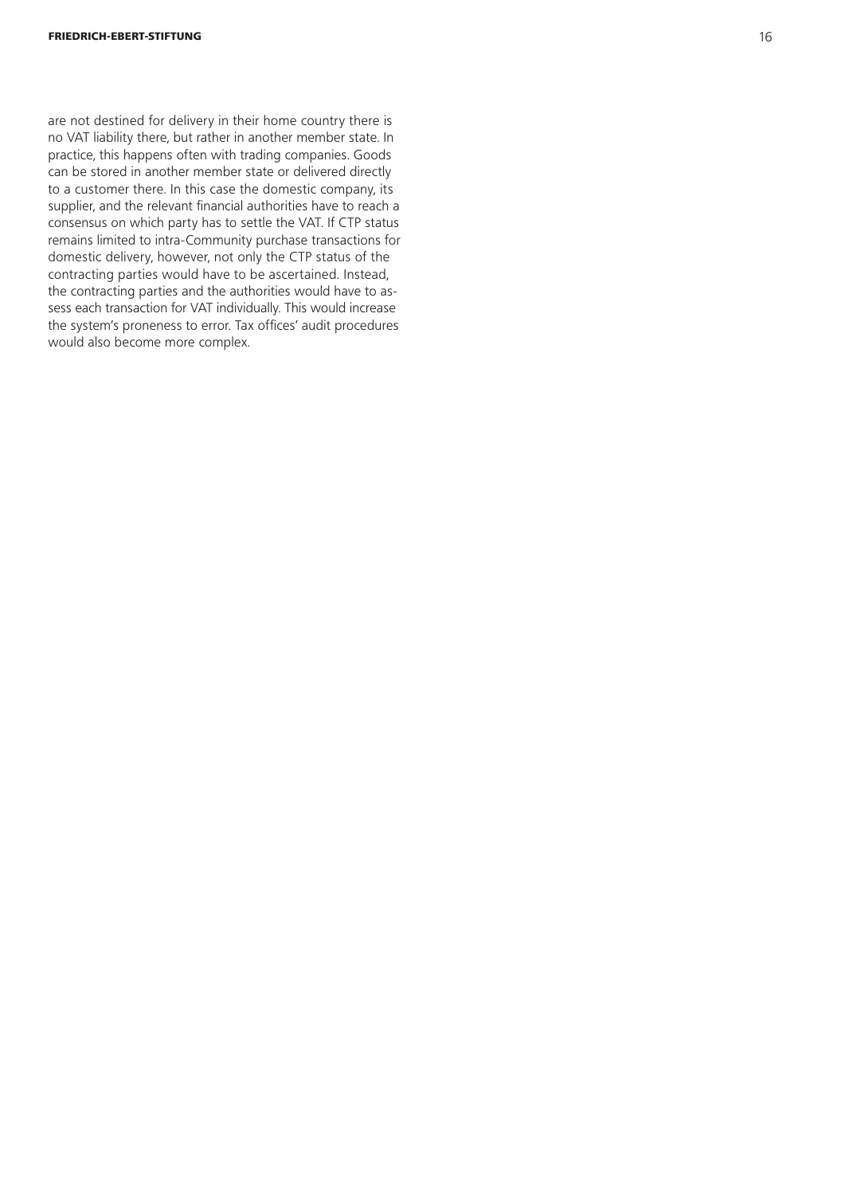are not destined for delivery in their home country there is no VAT liability there, but rather in another member state. In practice, this happens often with trading companies. Goods can be stored in another member state or delivered directly to a customer there. In this case the domestic company, its supplier, and the relevant financial authorities have to reach a consensus on which party has to settle the VAT. If CTP status remains limited to intra-Community purchase transactions for domestic delivery, however, not only the CTP status of the contracting parties would have to be ascertained. Instead, the contracting parties and the authorities would have to assess each transaction for VAT individually. This would increase the system's proneness to error. Tax offices' audit procedures would also become more complex.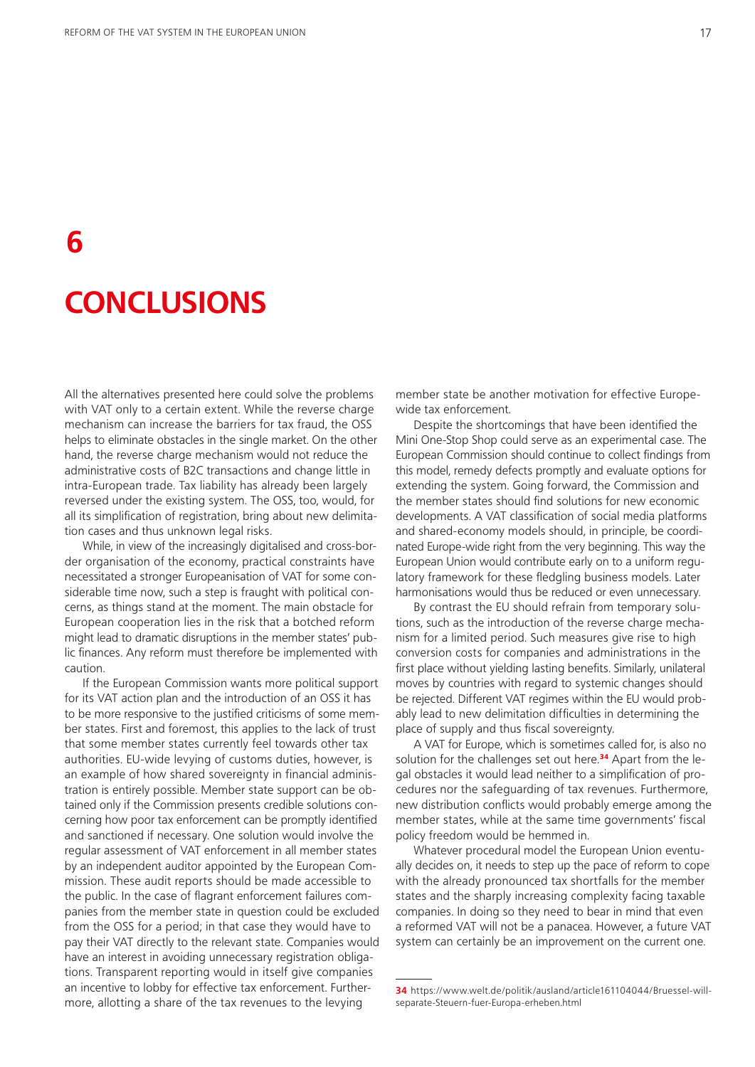# 6

# CONCLUSIONS

All the alternatives presented here could solve the problems with VAT only to a certain extent. While the reverse charge mechanism can increase the barriers for tax fraud, the OSS helps to eliminate obstacles in the single market. On the other hand, the reverse charge mechanism would not reduce the administrative costs of B2C transactions and change little in intra-European trade. Tax liability has already been largely reversed under the existing system. The OSS, too, would, for all its simplification of registration, bring about new delimitation cases and thus unknown legal risks.

While, in view of the increasingly digitalised and cross-border organisation of the economy, practical constraints have necessitated a stronger Europeanisation of VAT for some considerable time now, such a step is fraught with political concerns, as things stand at the moment. The main obstacle for European cooperation lies in the risk that a botched reform might lead to dramatic disruptions in the member states' public finances. Any reform must therefore be implemented with caution.

If the European Commission wants more political support for its VAT action plan and the introduction of an OSS it has to be more responsive to the justified criticisms of some member states. First and foremost, this applies to the lack of trust that some member states currently feel towards other tax authorities. EU-wide levying of customs duties, however, is an example of how shared sovereignty in financial administration is entirely possible. Member state support can be obtained only if the Commission presents credible solutions concerning how poor tax enforcement can be promptly identified and sanctioned if necessary. One solution would involve the regular assessment of VAT enforcement in all member states by an independent auditor appointed by the European Commission. These audit reports should be made accessible to the public. In the case of flagrant enforcement failures companies from the member state in question could be excluded from the OSS for a period; in that case they would have to pay their VAT directly to the relevant state. Companies would have an interest in avoiding unnecessary registration obligations. Transparent reporting would in itself give companies an incentive to lobby for effective tax enforcement. Furthermore, allotting a share of the tax revenues to the levying member state be another motivation for effective Europe-wide tax enforcement.

Despite the shortcomings that have been identified the Mini One-Stop Shop could serve as an experimental case. The European Commission should continue to collect findings from this model, remedy defects promptly and evaluate options for extending the system. Going forward, the Commission and the member states should find solutions for new economic developments. A VAT classification of social media platforms and shared-economy models should, in principle, be coordinated Europe-wide right from the very beginning. This way the European Union would contribute early on to a uniform regulatory framework for these fledgling business models. Later harmonisations would thus be reduced or even unnecessary.

By contrast the EU should refrain from temporary solutions, such as the introduction of the reverse charge mechanism for a limited period. Such measures give rise to high conversion costs for companies and administrations in the first place without yielding lasting benefits. Similarly, unilateral moves by countries with regard to systemic changes should be rejected. Different VAT regimes within the EU would probably lead to new delimitation difficulties in determining the place of supply and thus fiscal sovereignty.

A VAT for Europe, which is sometimes called for, is also no solution for the challenges set out here.[34] Apart from the legal obstacles it would lead neither to a simplification of procedures nor the safeguarding of tax revenues. Furthermore, new distribution conflicts would probably emerge among the member states, while at the same time governments' fiscal policy freedom would be hemmed in.

Whatever procedural model the European Union eventually decides on, it needs to step up the pace of reform to cope with the already pronounced tax shortfalls for the member states and the sharply increasing complexity facing taxable companies. In doing so they need to bear in mind that even a reformed VAT will not be a panacea. However, a future VAT system can certainly be an improvement on the current one.

---

**34** https://www.welt.de/politik/ausland/article161104044/Bruessel-will-separate-Steuern-fuer-Europa-erheben.html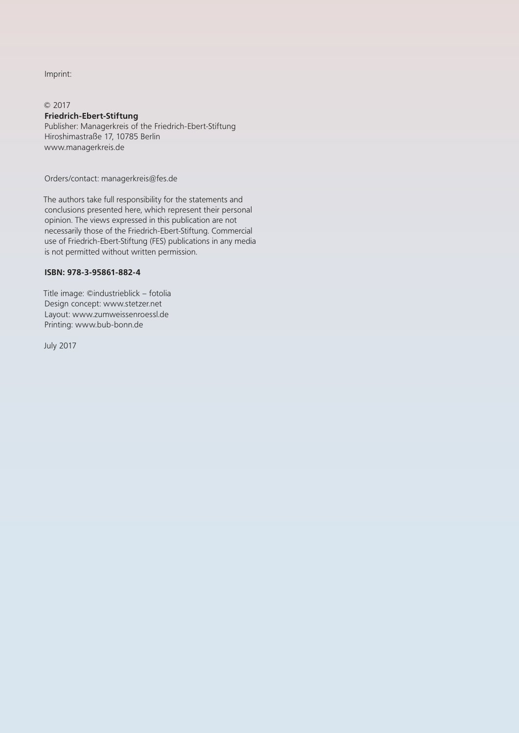Imprint:

© 2017
**Friedrich-Ebert-Stiftung**
Publisher: Managerkreis of the Friedrich-Ebert-Stiftung
Hiroshimastraße 17, 10785 Berlin
www.managerkreis.de

Orders/contact: managerkreis@fes.de

The authors take full responsibility for the statements and conclusions presented here, which represent their personal opinion. The views expressed in this publication are not necessarily those of the Friedrich-Ebert-Stiftung. Commercial use of Friedrich-Ebert-Stiftung (FES) publications in any media is not permitted without written permission.

**ISBN: 978-3-95861-882-4**

Title image: ©industrieblick – fotolia
Design concept: www.stetzer.net
Layout: www.zumweissenroessl.de
Printing: www.bub-bonn.de

July 2017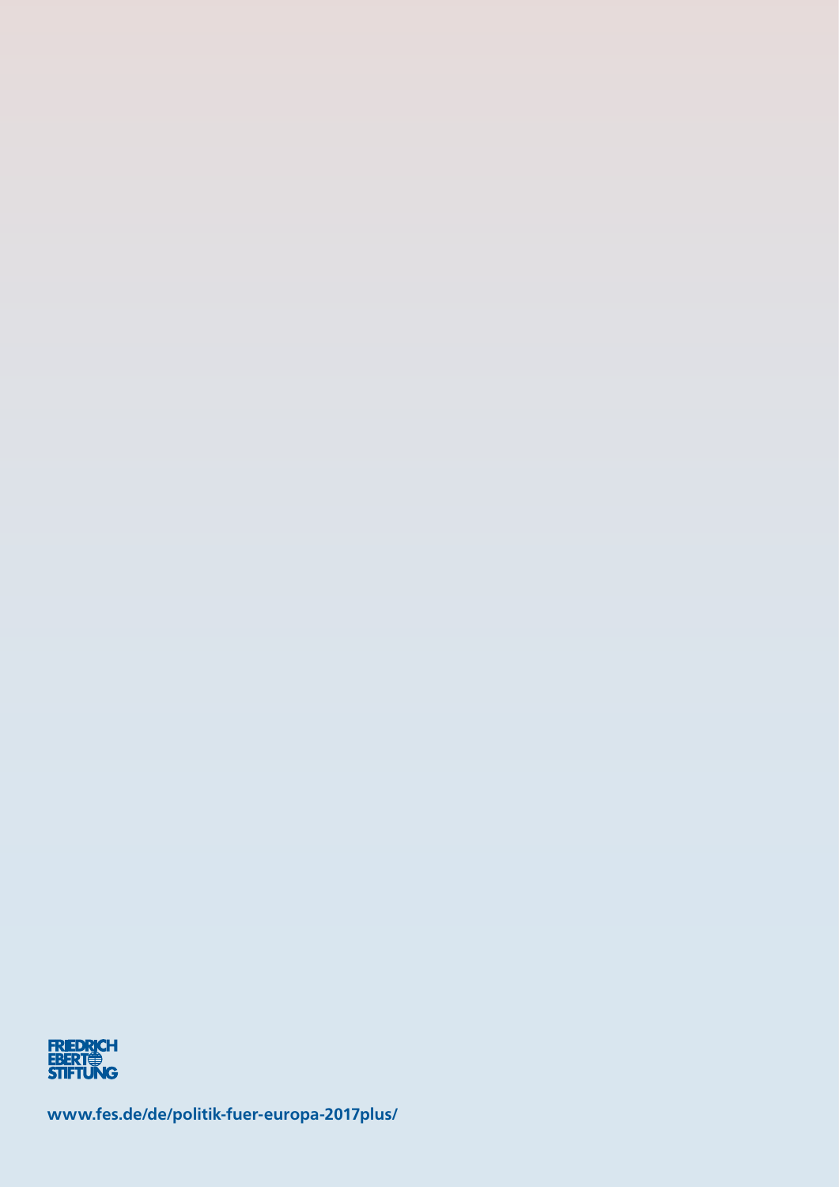FRIEDRICH EBERT STIFTUNG

www.fes.de/de/politik-fuer-europa-2017plus/